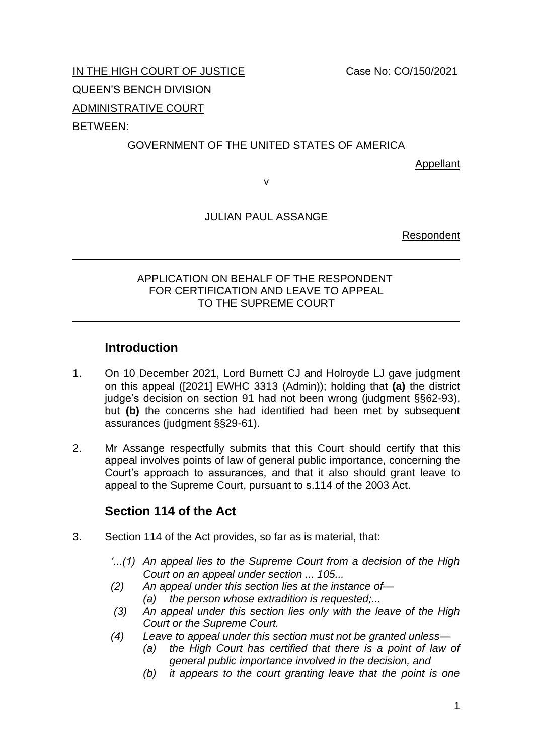IN THE HIGH COURT OF JUSTICE                    Case No: CO/150/2021

QUEEN'S BENCH DIVISION

ADMINISTRATIVE COURT

BETWEEN:

GOVERNMENT OF THE UNITED STATES OF AMERICA

Appellant

v

JULIAN PAUL ASSANGE

Respondent

---

APPLICATION ON BEHALF OF THE RESPONDENT FOR CERTIFICATION AND LEAVE TO APPEAL TO THE SUPREME COURT

---

## Introduction

1. On 10 December 2021, Lord Burnett CJ and Holroyde LJ gave judgment on this appeal ([2021] EWHC 3313 (Admin)); holding that **(a)** the district judge's decision on section 91 had not been wrong (judgment §§62-93), but **(b)** the concerns she had identified had been met by subsequent assurances (judgment §§29-61).

2. Mr Assange respectfully submits that this Court should certify that this appeal involves points of law of general public importance, concerning the Court's approach to assurances, and that it also should grant leave to appeal to the Supreme Court, pursuant to s.114 of the 2003 Act.

## Section 114 of the Act

3. Section 114 of the Act provides, so far as is material, that:

   *'...(1) An appeal lies to the Supreme Court from a decision of the High Court on an appeal under section ... 105...*

   *(2) An appeal under this section lies at the instance of—*
   *(a) the person whose extradition is requested;...*

   *(3) An appeal under this section lies only with the leave of the High Court or the Supreme Court.*

   *(4) Leave to appeal under this section must not be granted unless—*
   *(a) the High Court has certified that there is a point of law of general public importance involved in the decision, and*
   *(b) it appears to the court granting leave that the point is one*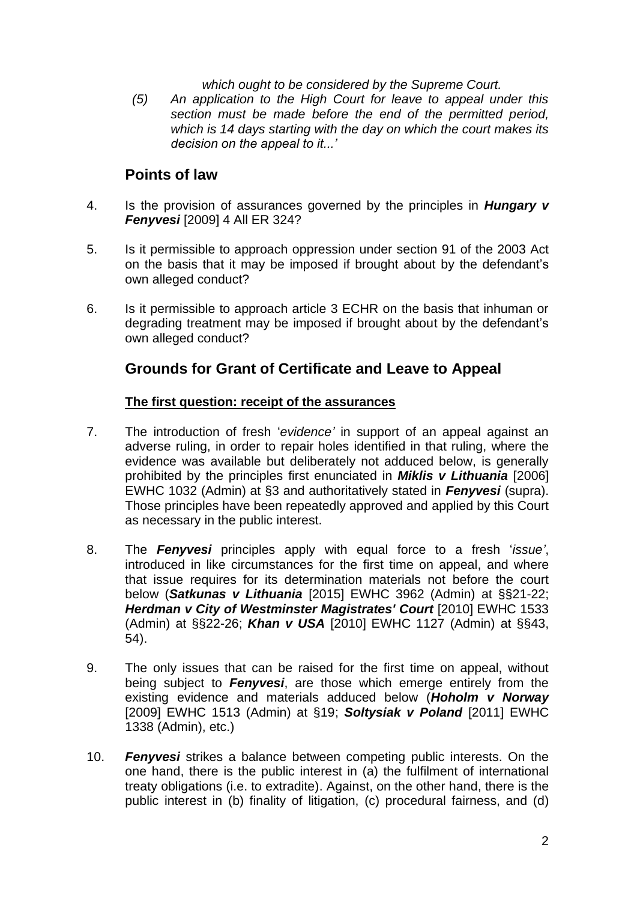*which ought to be considered by the Supreme Court.*

*(5) An application to the High Court for leave to appeal under this section must be made before the end of the permitted period, which is 14 days starting with the day on which the court makes its decision on the appeal to it...'*

## Points of law

4. Is the provision of assurances governed by the principles in ***Hungary v Fenyvesi*** [2009] 4 All ER 324?

5. Is it permissible to approach oppression under section 91 of the 2003 Act on the basis that it may be imposed if brought about by the defendant's own alleged conduct?

6. Is it permissible to approach article 3 ECHR on the basis that inhuman or degrading treatment may be imposed if brought about by the defendant's own alleged conduct?

## Grounds for Grant of Certificate and Leave to Appeal

**The first question: receipt of the assurances**

7. The introduction of fresh '*evidence'* in support of an appeal against an adverse ruling, in order to repair holes identified in that ruling, where the evidence was available but deliberately not adduced below, is generally prohibited by the principles first enunciated in ***Miklis v Lithuania*** [2006] EWHC 1032 (Admin) at §3 and authoritatively stated in ***Fenyvesi*** (supra). Those principles have been repeatedly approved and applied by this Court as necessary in the public interest.

8. The ***Fenyvesi*** principles apply with equal force to a fresh '*issue'*, introduced in like circumstances for the first time on appeal, and where that issue requires for its determination materials not before the court below (***Satkunas v Lithuania*** [2015] EWHC 3962 (Admin) at §§21-22; ***Herdman v City of Westminster Magistrates' Court*** [2010] EWHC 1533 (Admin) at §§22-26; ***Khan v USA*** [2010] EWHC 1127 (Admin) at §§43, 54).

9. The only issues that can be raised for the first time on appeal, without being subject to ***Fenyvesi***, are those which emerge entirely from the existing evidence and materials adduced below (***Hoholm v Norway*** [2009] EWHC 1513 (Admin) at §19; ***Soltysiak v Poland*** [2011] EWHC 1338 (Admin), etc.)

10. ***Fenyvesi*** strikes a balance between competing public interests. On the one hand, there is the public interest in (a) the fulfilment of international treaty obligations (i.e. to extradite). Against, on the other hand, there is the public interest in (b) finality of litigation, (c) procedural fairness, and (d)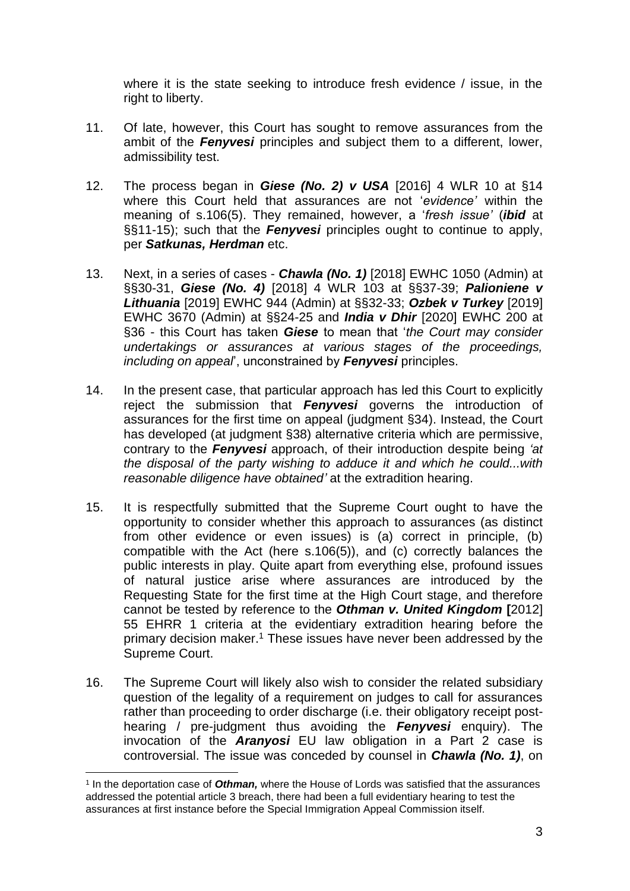where it is the state seeking to introduce fresh evidence / issue, in the right to liberty.

11. Of late, however, this Court has sought to remove assurances from the ambit of the ***Fenyvesi*** principles and subject them to a different, lower, admissibility test.

12. The process began in ***Giese (No. 2) v USA*** [2016] 4 WLR 10 at §14 where this Court held that assurances are not '*evidence'* within the meaning of s.106(5). They remained, however, a '*fresh issue'* (***ibid*** at §§11-15); such that the ***Fenyvesi*** principles ought to continue to apply, per ***Satkunas, Herdman*** etc.

13. Next, in a series of cases - ***Chawla (No. 1)*** [2018] EWHC 1050 (Admin) at §§30-31, ***Giese (No. 4)*** [2018] 4 WLR 103 at §§37-39; ***Palioniene v Lithuania*** [2019] EWHC 944 (Admin) at §§32-33; ***Ozbek v Turkey*** [2019] EWHC 3670 (Admin) at §§24-25 and ***India v Dhir*** [2020] EWHC 200 at §36 - this Court has taken ***Giese*** to mean that '*the Court may consider undertakings or assurances at various stages of the proceedings, including on appeal*', unconstrained by ***Fenyvesi*** principles.

14. In the present case, that particular approach has led this Court to explicitly reject the submission that ***Fenyvesi*** governs the introduction of assurances for the first time on appeal (judgment §34). Instead, the Court has developed (at judgment §38) alternative criteria which are permissive, contrary to the ***Fenyvesi*** approach, of their introduction despite being *'at the disposal of the party wishing to adduce it and which he could...with reasonable diligence have obtained'* at the extradition hearing.

15. It is respectfully submitted that the Supreme Court ought to have the opportunity to consider whether this approach to assurances (as distinct from other evidence or even issues) is (a) correct in principle, (b) compatible with the Act (here s.106(5)), and (c) correctly balances the public interests in play. Quite apart from everything else, profound issues of natural justice arise where assurances are introduced by the Requesting State for the first time at the High Court stage, and therefore cannot be tested by reference to the ***Othman v. United Kingdom*** **[**2012] 55 EHRR 1 criteria at the evidentiary extradition hearing before the primary decision maker.[1] These issues have never been addressed by the Supreme Court.

16. The Supreme Court will likely also wish to consider the related subsidiary question of the legality of a requirement on judges to call for assurances rather than proceeding to order discharge (i.e. their obligatory receipt post-hearing / pre-judgment thus avoiding the ***Fenyvesi*** enquiry). The invocation of the ***Aranyosi*** EU law obligation in a Part 2 case is controversial. The issue was conceded by counsel in ***Chawla (No. 1)***, on

[1] In the deportation case of ***Othman,*** where the House of Lords was satisfied that the assurances addressed the potential article 3 breach, there had been a full evidentiary hearing to test the assurances at first instance before the Special Immigration Appeal Commission itself.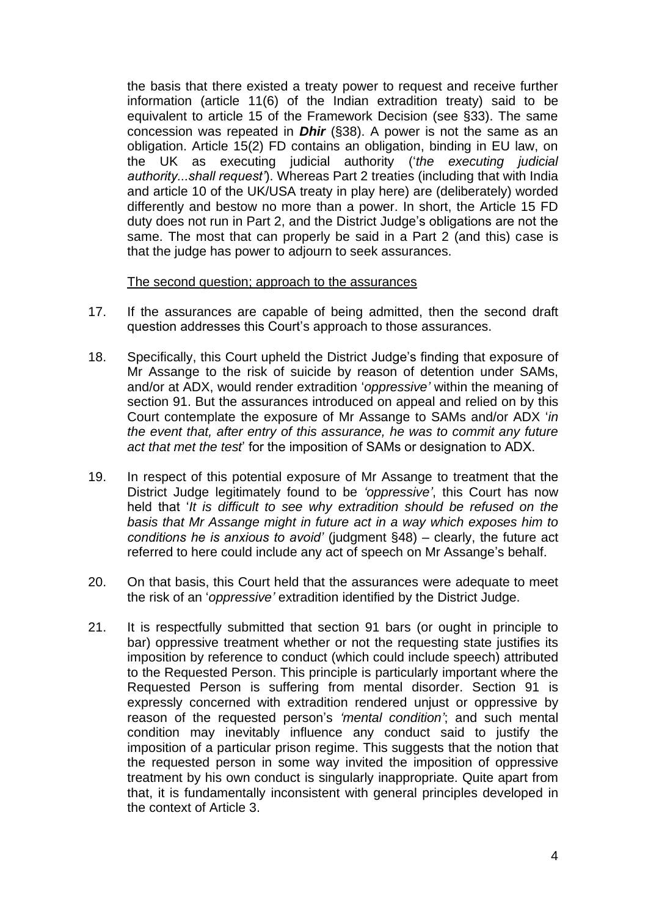the basis that there existed a treaty power to request and receive further information (article 11(6) of the Indian extradition treaty) said to be equivalent to article 15 of the Framework Decision (see §33). The same concession was repeated in ***Dhir*** (§38). A power is not the same as an obligation. Article 15(2) FD contains an obligation, binding in EU law, on the UK as executing judicial authority ('*the executing judicial authority...shall request'*). Whereas Part 2 treaties (including that with India and article 10 of the UK/USA treaty in play here) are (deliberately) worded differently and bestow no more than a power. In short, the Article 15 FD duty does not run in Part 2, and the District Judge's obligations are not the same. The most that can properly be said in a Part 2 (and this) case is that the judge has power to adjourn to seek assurances.

<u>The second question; approach to the assurances</u>

17. If the assurances are capable of being admitted, then the second draft question addresses this Court's approach to those assurances.

18. Specifically, this Court upheld the District Judge's finding that exposure of Mr Assange to the risk of suicide by reason of detention under SAMs, and/or at ADX, would render extradition '*oppressive'* within the meaning of section 91. But the assurances introduced on appeal and relied on by this Court contemplate the exposure of Mr Assange to SAMs and/or ADX '*in the event that, after entry of this assurance, he was to commit any future act that met the test*' for the imposition of SAMs or designation to ADX.

19. In respect of this potential exposure of Mr Assange to treatment that the District Judge legitimately found to be *'oppressive'*, this Court has now held that '*It is difficult to see why extradition should be refused on the basis that Mr Assange might in future act in a way which exposes him to conditions he is anxious to avoid'* (judgment §48) – clearly, the future act referred to here could include any act of speech on Mr Assange's behalf.

20. On that basis, this Court held that the assurances were adequate to meet the risk of an '*oppressive'* extradition identified by the District Judge.

21. It is respectfully submitted that section 91 bars (or ought in principle to bar) oppressive treatment whether or not the requesting state justifies its imposition by reference to conduct (which could include speech) attributed to the Requested Person. This principle is particularly important where the Requested Person is suffering from mental disorder. Section 91 is expressly concerned with extradition rendered unjust or oppressive by reason of the requested person's *'mental condition'*; and such mental condition may inevitably influence any conduct said to justify the imposition of a particular prison regime. This suggests that the notion that the requested person in some way invited the imposition of oppressive treatment by his own conduct is singularly inappropriate. Quite apart from that, it is fundamentally inconsistent with general principles developed in the context of Article 3.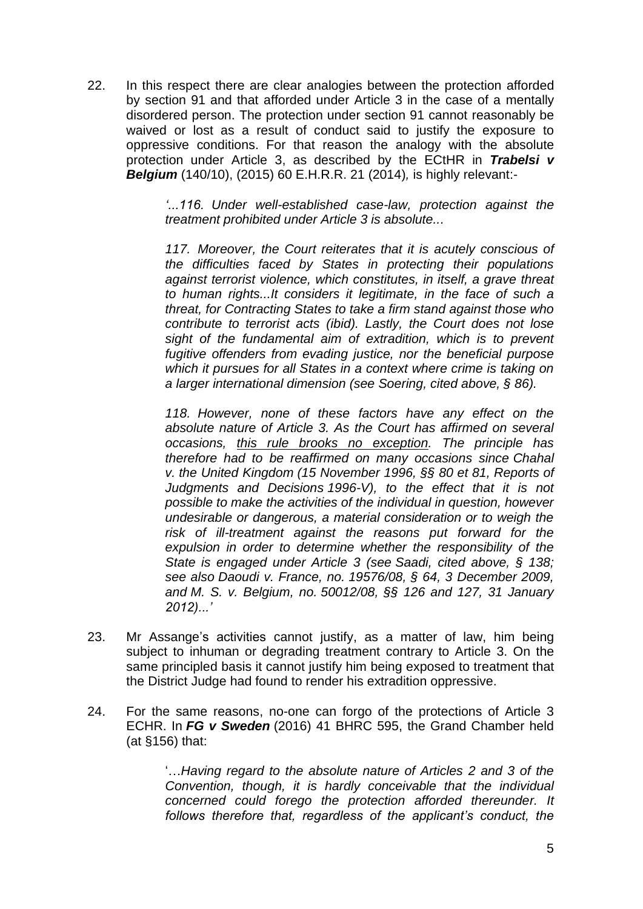22. In this respect there are clear analogies between the protection afforded by section 91 and that afforded under Article 3 in the case of a mentally disordered person. The protection under section 91 cannot reasonably be waived or lost as a result of conduct said to justify the exposure to oppressive conditions. For that reason the analogy with the absolute protection under Article 3, as described by the ECtHR in ***Trabelsi v Belgium*** (140/10), (2015) 60 E.H.R.R. 21 (2014), is highly relevant:-

> *'...116. Under well-established case-law, protection against the treatment prohibited under Article 3 is absolute...*
>
> *117. Moreover, the Court reiterates that it is acutely conscious of the difficulties faced by States in protecting their populations against terrorist violence, which constitutes, in itself, a grave threat to human rights...It considers it legitimate, in the face of such a threat, for Contracting States to take a firm stand against those who contribute to terrorist acts (ibid). Lastly, the Court does not lose sight of the fundamental aim of extradition, which is to prevent fugitive offenders from evading justice, nor the beneficial purpose which it pursues for all States in a context where crime is taking on a larger international dimension (see Soering, cited above, § 86).*
>
> *118. However, none of these factors have any effect on the absolute nature of Article 3. As the Court has affirmed on several occasions, <u>this rule brooks no exception</u>. The principle has therefore had to be reaffirmed on many occasions since Chahal v. the United Kingdom (15 November 1996, §§ 80 et 81, Reports of Judgments and Decisions 1996-V), to the effect that it is not possible to make the activities of the individual in question, however undesirable or dangerous, a material consideration or to weigh the risk of ill-treatment against the reasons put forward for the expulsion in order to determine whether the responsibility of the State is engaged under Article 3 (see Saadi, cited above, § 138; see also Daoudi v. France, no. 19576/08, § 64, 3 December 2009, and M. S. v. Belgium, no. 50012/08, §§ 126 and 127, 31 January 2012)...'*

23. Mr Assange's activities cannot justify, as a matter of law, him being subject to inhuman or degrading treatment contrary to Article 3. On the same principled basis it cannot justify him being exposed to treatment that the District Judge had found to render his extradition oppressive.

24. For the same reasons, no-one can forgo of the protections of Article 3 ECHR. In ***FG v Sweden*** (2016) 41 BHRC 595, the Grand Chamber held (at §156) that:

> '…*Having regard to the absolute nature of Articles 2 and 3 of the Convention, though, it is hardly conceivable that the individual concerned could forego the protection afforded thereunder. It follows therefore that, regardless of the applicant's conduct, the*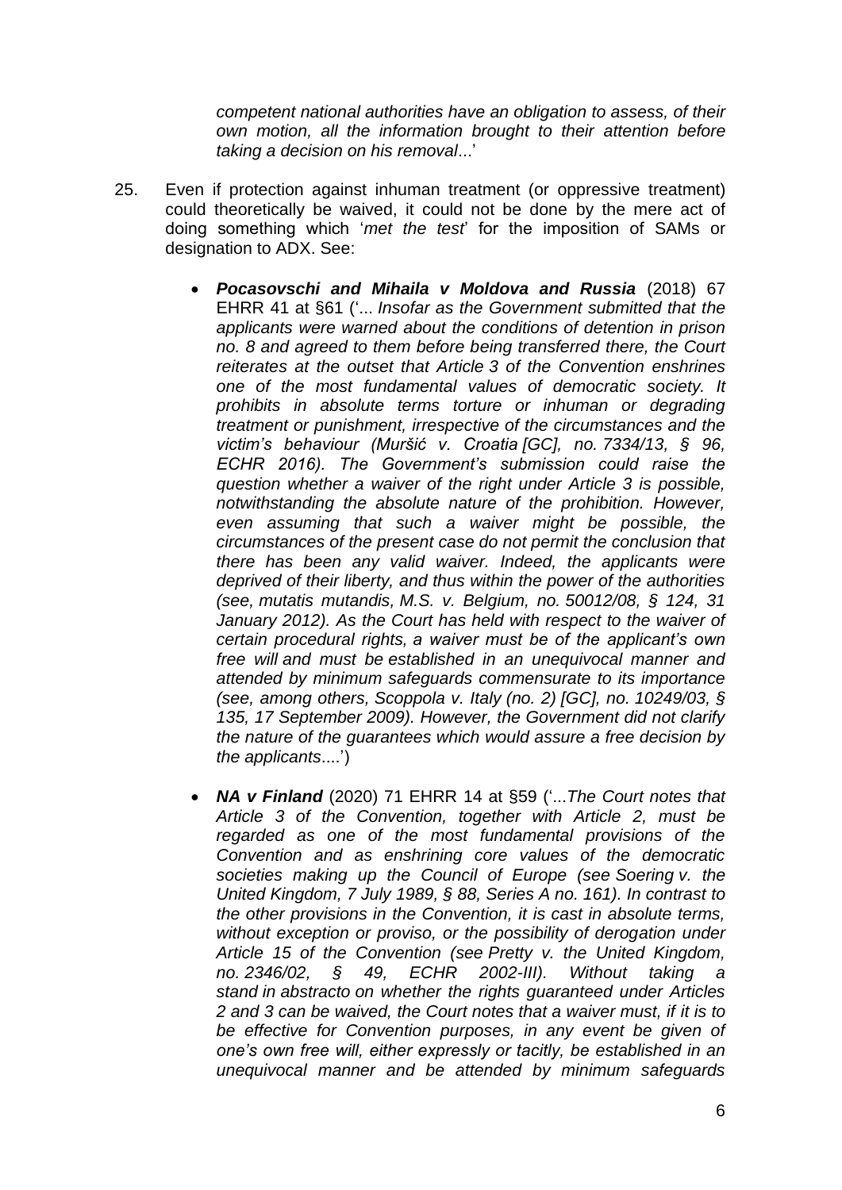*competent national authorities have an obligation to assess, of their own motion, all the information brought to their attention before taking a decision on his removal*...'

25. Even if protection against inhuman treatment (or oppressive treatment) could theoretically be waived, it could not be done by the mere act of doing something which '*met the test*' for the imposition of SAMs or designation to ADX. See:

    - ***Pocasovschi and Mihaila v Moldova and Russia*** (2018) 67 EHRR 41 at §61 ('... *Insofar as the Government submitted that the applicants were warned about the conditions of detention in prison no. 8 and agreed to them before being transferred there, the Court reiterates at the outset that Article 3 of the Convention enshrines one of the most fundamental values of democratic society. It prohibits in absolute terms torture or inhuman or degrading treatment or punishment, irrespective of the circumstances and the victim's behaviour (Muršić v. Croatia [GC], no. 7334/13, § 96, ECHR 2016). The Government's submission could raise the question whether a waiver of the right under Article 3 is possible, notwithstanding the absolute nature of the prohibition. However, even assuming that such a waiver might be possible, the circumstances of the present case do not permit the conclusion that there has been any valid waiver. Indeed, the applicants were deprived of their liberty, and thus within the power of the authorities (see, mutatis mutandis, M.S. v. Belgium, no. 50012/08, § 124, 31 January 2012). As the Court has held with respect to the waiver of certain procedural rights, a waiver must be of the applicant's own free will and must be established in an unequivocal manner and attended by minimum safeguards commensurate to its importance (see, among others, Scoppola v. Italy (no. 2) [GC], no. 10249/03, § 135, 17 September 2009). However, the Government did not clarify the nature of the guarantees which would assure a free decision by the applicants*....')

    - ***NA v Finland*** (2020) 71 EHRR 14 at §59 ('...*The Court notes that Article 3 of the Convention, together with Article 2, must be regarded as one of the most fundamental provisions of the Convention and as enshrining core values of the democratic societies making up the Council of Europe (see Soering v. the United Kingdom, 7 July 1989, § 88, Series A no. 161). In contrast to the other provisions in the Convention, it is cast in absolute terms, without exception or proviso, or the possibility of derogation under Article 15 of the Convention (see Pretty v. the United Kingdom, no. 2346/02, § 49, ECHR 2002-III). Without taking a stand in abstracto on whether the rights guaranteed under Articles 2 and 3 can be waived, the Court notes that a waiver must, if it is to be effective for Convention purposes, in any event be given of one's own free will, either expressly or tacitly, be established in an unequivocal manner and be attended by minimum safeguards*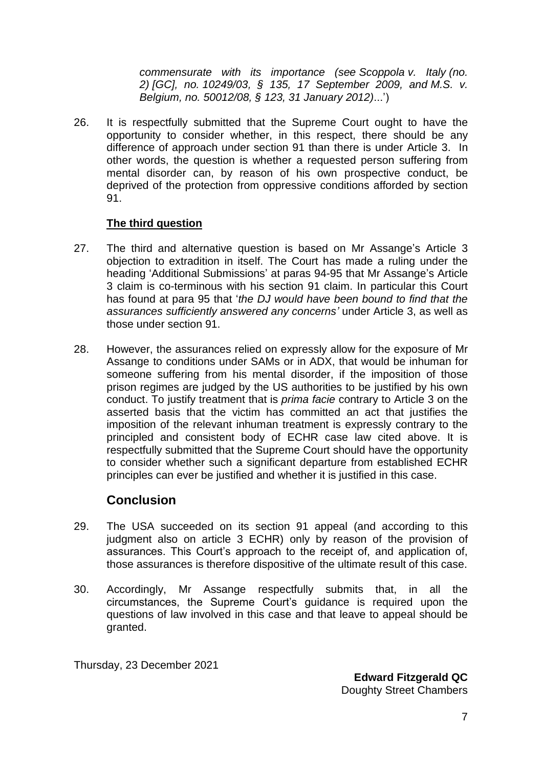*commensurate with its importance (see Scoppola v. Italy (no. 2) [GC], no. 10249/03, § 135, 17 September 2009, and M.S. v. Belgium, no. 50012/08, § 123, 31 January 2012)*...')

26. It is respectfully submitted that the Supreme Court ought to have the opportunity to consider whether, in this respect, there should be any difference of approach under section 91 than there is under Article 3. In other words, the question is whether a requested person suffering from mental disorder can, by reason of his own prospective conduct, be deprived of the protection from oppressive conditions afforded by section 91.

**The third question**

27. The third and alternative question is based on Mr Assange's Article 3 objection to extradition in itself. The Court has made a ruling under the heading 'Additional Submissions' at paras 94-95 that Mr Assange's Article 3 claim is co-terminous with his section 91 claim. In particular this Court has found at para 95 that '*the DJ would have been bound to find that the assurances sufficiently answered any concerns'* under Article 3, as well as those under section 91.

28. However, the assurances relied on expressly allow for the exposure of Mr Assange to conditions under SAMs or in ADX, that would be inhuman for someone suffering from his mental disorder, if the imposition of those prison regimes are judged by the US authorities to be justified by his own conduct. To justify treatment that is *prima facie* contrary to Article 3 on the asserted basis that the victim has committed an act that justifies the imposition of the relevant inhuman treatment is expressly contrary to the principled and consistent body of ECHR case law cited above. It is respectfully submitted that the Supreme Court should have the opportunity to consider whether such a significant departure from established ECHR principles can ever be justified and whether it is justified in this case.

## Conclusion

29. The USA succeeded on its section 91 appeal (and according to this judgment also on article 3 ECHR) only by reason of the provision of assurances. This Court's approach to the receipt of, and application of, those assurances is therefore dispositive of the ultimate result of this case.

30. Accordingly, Mr Assange respectfully submits that, in all the circumstances, the Supreme Court's guidance is required upon the questions of law involved in this case and that leave to appeal should be granted.

Thursday, 23 December 2021

**Edward Fitzgerald QC**
Doughty Street Chambers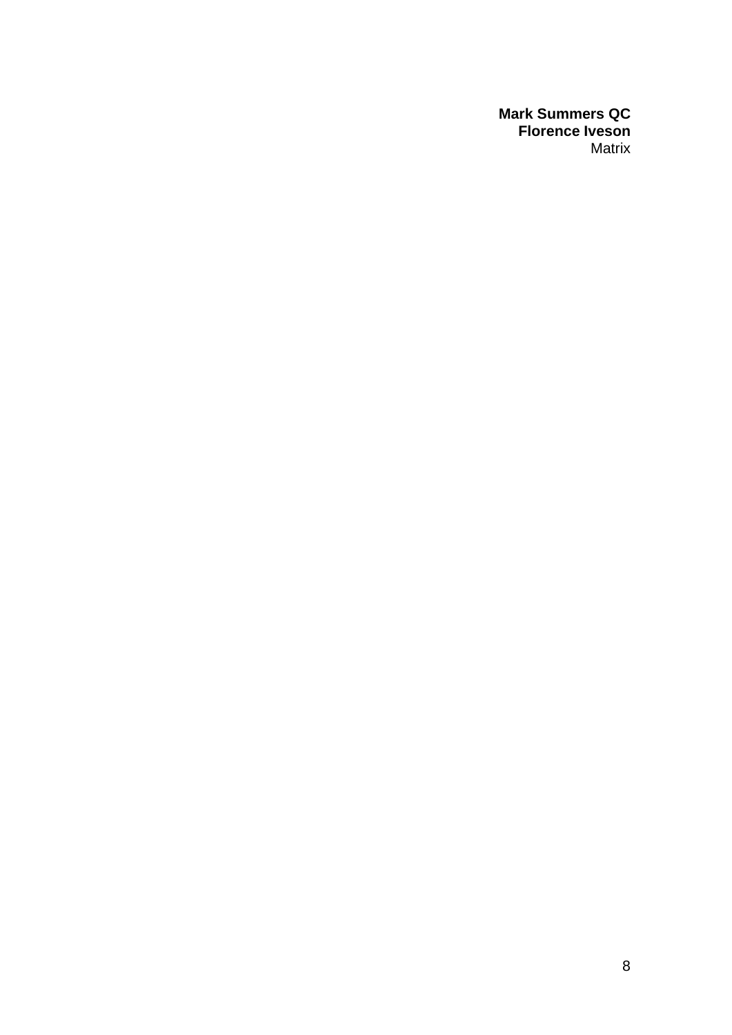**Mark Summers QC**
**Florence Iveson**
Matrix